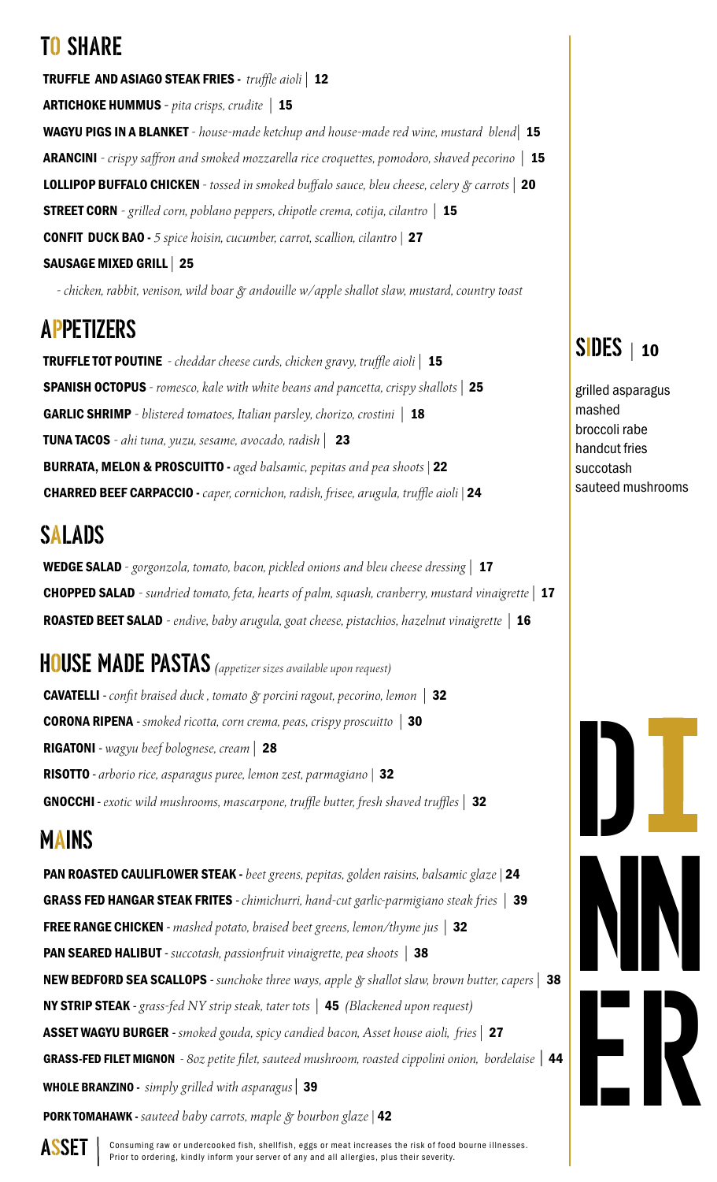# DINNER

## TO SHARE

**TRUFFLE AND ASIAGO STEAK FRIES** - *truffle aioli* | **12**

**ARTICHOKE HUMMUS** - *pita crisps, crudite* | **15**

**WAGYU PIGS IN A BLANKET** - *house-made ketchup and house-made red wine, mustard blend* | **15**

**ARANCINI** - *crispy saffron and smoked mozzarella rice croquettes, pomodoro, shaved pecorino* | **15**

**LOLLIPOP BUFFALO CHICKEN** - *tossed in smoked buffalo sauce, bleu cheese, celery & carrots* | **20**

**STREET CORN** - *grilled corn, poblano peppers, chipotle crema, cotija, cilantro* | **15**

**CONFIT DUCK BAO** - *5 spice hoisin, cucumber, carrot, scallion, cilantro* | **27**

**SAUSAGE MIXED GRILL** | **25**

- *chicken, rabbit, venison, wild boar & andouille w/apple shallot slaw, mustard, country toast*

## APPETIZERS

**TRUFFLE TOT POUTINE** - *cheddar cheese curds, chicken gravy, truffle aioli* | **15**

**SPANISH OCTOPUS** - *romesco, kale with white beans and pancetta, crispy shallots* | **25**

**GARLIC SHRIMP** - *blistered tomatoes, Italian parsley, chorizo, crostini* | **18**

**TUNA TACOS** - *ahi tuna, yuzu, sesame, avocado, radish* | **23**

**BURRATA, MELON & PROSCUITTO** - *aged balsamic, pepitas and pea shoots* | **22**

**CHARRED BEEF CARPACCIO** - *caper, cornichon, radish, frisee, arugula, truffle aioli* | **24**

## SALADS

**WEDGE SALAD** - *gorgonzola, tomato, bacon, pickled onions and bleu cheese dressing* | **17**

**CHOPPED SALAD** - *sundried tomato, feta, hearts of palm, squash, cranberry, mustard vinaigrette* | **17**

**ROASTED BEET SALAD** - *endive, baby arugula, goat cheese, pistachios, hazelnut vinaigrette* | **16**

## HOUSE MADE PASTAS *(appetizer sizes available upon request)*

**CAVATELLI** - *confit braised duck , tomato & porcini ragout, pecorino, lemon* | **32**

**CORONA RIPENA** - *smoked ricotta, corn crema, peas, crispy proscuitto* | **30**

**RIGATONI** - *wagyu beef bolognese, cream* | **28**

**RISOTTO** - *arborio rice, asparagus puree, lemon zest, parmagiano* | **32**

**GNOCCHI** - *exotic wild mushrooms, mascarpone, truffle butter, fresh shaved truffles* | **32**

## MAINS

**PAN ROASTED CAULIFLOWER STEAK** - *beet greens, pepitas, golden raisins, balsamic glaze* | **24**

**GRASS FED HANGAR STEAK FRITES** - *chimichurri, hand-cut garlic-parmigiano steak fries* | **39**

**FREE RANGE CHICKEN** - *mashed potato, braised beet greens, lemon/thyme jus* | **32**

**PAN SEARED HALIBUT** - *succotash, passionfruit vinaigrette, pea shoots* | **38**

**NEW BEDFORD SEA SCALLOPS** - *sunchoke three ways, apple & shallot slaw, brown butter, capers* | **38**

**NY STRIP STEAK** - *grass-fed NY strip steak, tater tots* | **45** *(Blackened upon request)*

**ASSET WAGYU BURGER** - *smoked gouda, spicy candied bacon, Asset house aioli, fries* | **27**

**GRASS-FED FILET MIGNON** - *8oz petite filet, sauteed mushroom, roasted cippolini onion, bordelaise* | **44**

**WHOLE BRANZINO** - *simply grilled with asparagus* | **39**

**PORK TOMAHAWK** - *sauteed baby carrots, maple & bourbon glaze* | **42**

## SIDES | 10

- grilled asparagus
- mashed
- broccoli rabe
- handcut fries
- succotash
- sauteed mushrooms

**ASSET** | Consuming raw or undercooked fish, shellfish, eggs or meat increases the risk of food bourne illnesses. Prior to ordering, kindly inform your server of any and all allergies, plus their severity.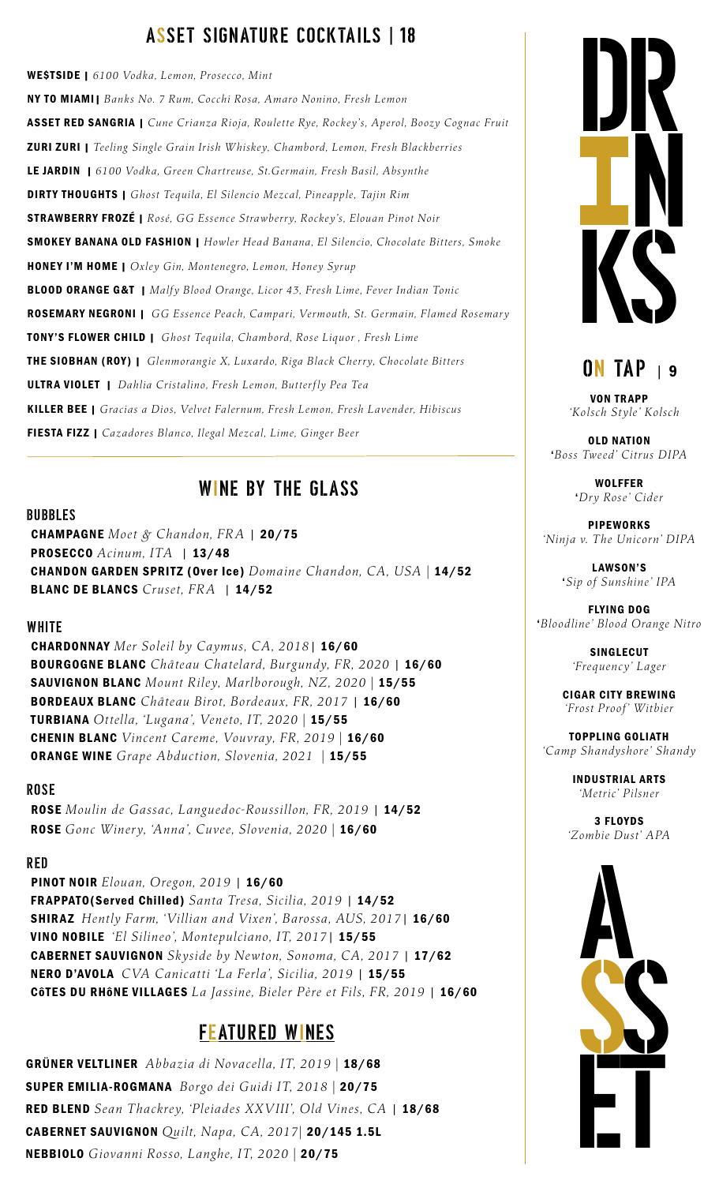## ASSET SIGNATURE COCKTAILS | 18

**WE$TSIDE** | *6100 Vodka, Lemon, Prosecco, Mint*

**NY TO MIAMI** | *Banks No. 7 Rum, Cocchi Rosa, Amaro Nonino, Fresh Lemon*

**ASSET RED SANGRIA** | *Cune Crianza Rioja, Roulette Rye, Rockey's, Aperol, Boozy Cognac Fruit*

**ZURI ZURI** | *Teeling Single Grain Irish Whiskey, Chambord, Lemon, Fresh Blackberries*

**LE JARDIN** | *6100 Vodka, Green Chartreuse, St.Germain, Fresh Basil, Absynthe*

**DIRTY THOUGHTS** | *Ghost Tequila, El Silencio Mezcal, Pineapple, Tajin Rim*

**STRAWBERRY FROZÉ** | *Rosé, GG Essence Strawberry, Rockey's, Elouan Pinot Noir*

**SMOKEY BANANA OLD FASHION** | *Howler Head Banana, El Silencio, Chocolate Bitters, Smoke*

**HONEY I'M HOME** | *Oxley Gin, Montenegro, Lemon, Honey Syrup*

**BLOOD ORANGE G&T** | *Malfy Blood Orange, Licor 43, Fresh Lime, Fever Indian Tonic*

**ROSEMARY NEGRONI** | *GG Essence Peach, Campari, Vermouth, St. Germain, Flamed Rosemary*

**TONY'S FLOWER CHILD** | *Ghost Tequila, Chambord, Rose Liquor , Fresh Lime*

**THE SIOBHAN (ROY)** | *Glenmorangie X, Luxardo, Riga Black Cherry, Chocolate Bitters*

**ULTRA VIOLET** | *Dahlia Cristalino, Fresh Lemon, Butterfly Pea Tea*

**KILLER BEE** | *Gracias a Dios, Velvet Falernum, Fresh Lemon, Fresh Lavender, Hibiscus*

**FIESTA FIZZ** | *Cazadores Blanco, Ilegal Mezcal, Lime, Ginger Beer*

## WINE BY THE GLASS

### BUBBLES

**CHAMPAGNE** *Moet & Chandon, FRA* | **20/75**

**PROSECCO** *Acinum, ITA* | **13/48**

**CHANDON GARDEN SPRITZ (Over Ice)** *Domaine Chandon, CA, USA* | **14/52**

**BLANC DE BLANCS** *Cruset, FRA* | **14/52**

### WHITE

**CHARDONNAY** *Mer Soleil by Caymus, CA, 2018* | **16/60**

**BOURGOGNE BLANC** *Château Chatelard, Burgundy, FR, 2020* | **16/60**

**SAUVIGNON BLANC** *Mount Riley, Marlborough, NZ, 2020* | **15/55**

**BORDEAUX BLANC** *Château Birot, Bordeaux, FR, 2017* | **16/60**

**TURBIANA** *Ottella, 'Lugana', Veneto, IT, 2020* | **15/55**

**CHENIN BLANC** *Vincent Careme, Vouvray, FR, 2019* | **16/60**

**ORANGE WINE** *Grape Abduction, Slovenia, 2021* | **15/55**

### ROSE

**ROSE** *Moulin de Gassac, Languedoc-Roussillon, FR, 2019* | **14/52**

**ROSE** *Gonc Winery, 'Anna', Cuvee, Slovenia, 2020* | **16/60**

### RED

**PINOT NOIR** *Elouan, Oregon, 2019* | **16/60**

**FRAPPATO(Served Chilled)** *Santa Tresa, Sicilia, 2019* | **14/52**

**SHIRAZ** *Hently Farm, 'Villian and Vixen', Barossa, AUS, 2017* | **16/60**

**VINO NOBILE** *'El Silineo', Montepulciano, IT, 2017* | **15/55**

**CABERNET SAUVIGNON** *Skyside by Newton, Sonoma, CA, 2017* | **17/62**

**NERO D'AVOLA** *CVA Canicatti 'La Ferla', Sicilia, 2019* | **15/55**

**CôTES DU RHôNE VILLAGES** *La Jassine, Bieler Père et Fils, FR, 2019* | **16/60**

## FEATURED WINES

**GRÜNER VELTLINER** *Abbazia di Novacella, IT, 2019* | **18/68**

**SUPER EMILIA-ROGMANA** *Borgo dei Guidi IT, 2018* | **20/75**

**RED BLEND** *Sean Thackrey, 'Pleiades XXVIII', Old Vines, CA* | **18/68**

**CABERNET SAUVIGNON** *Quilt, Napa, CA, 2017* | **20/145 1.5L**

**NEBBIOLO** *Giovanni Rosso, Langhe, IT, 2020* | **20/75**

# DRINKS

## ON TAP | 9

**VON TRAPP**
*'Kolsch Style' Kolsch*

**OLD NATION**
*'Boss Tweed' Citrus DIPA*

**WOLFFER**
*'Dry Rose' Cider*

**PIPEWORKS**
*'Ninja v. The Unicorn' DIPA*

**LAWSON'S**
*'Sip of Sunshine' IPA*

**FLYING DOG**
*'Bloodline' Blood Orange Nitro*

**SINGLECUT**
*'Frequency' Lager*

**CIGAR CITY BREWING**
*'Frost Proof' Witbier*

**TOPPLING GOLIATH**
*'Camp Shandyshore' Shandy*

**INDUSTRIAL ARTS**
*'Metric' Pilsner*

**3 FLOYDS**
*'Zombie Dust' APA*

ASSET